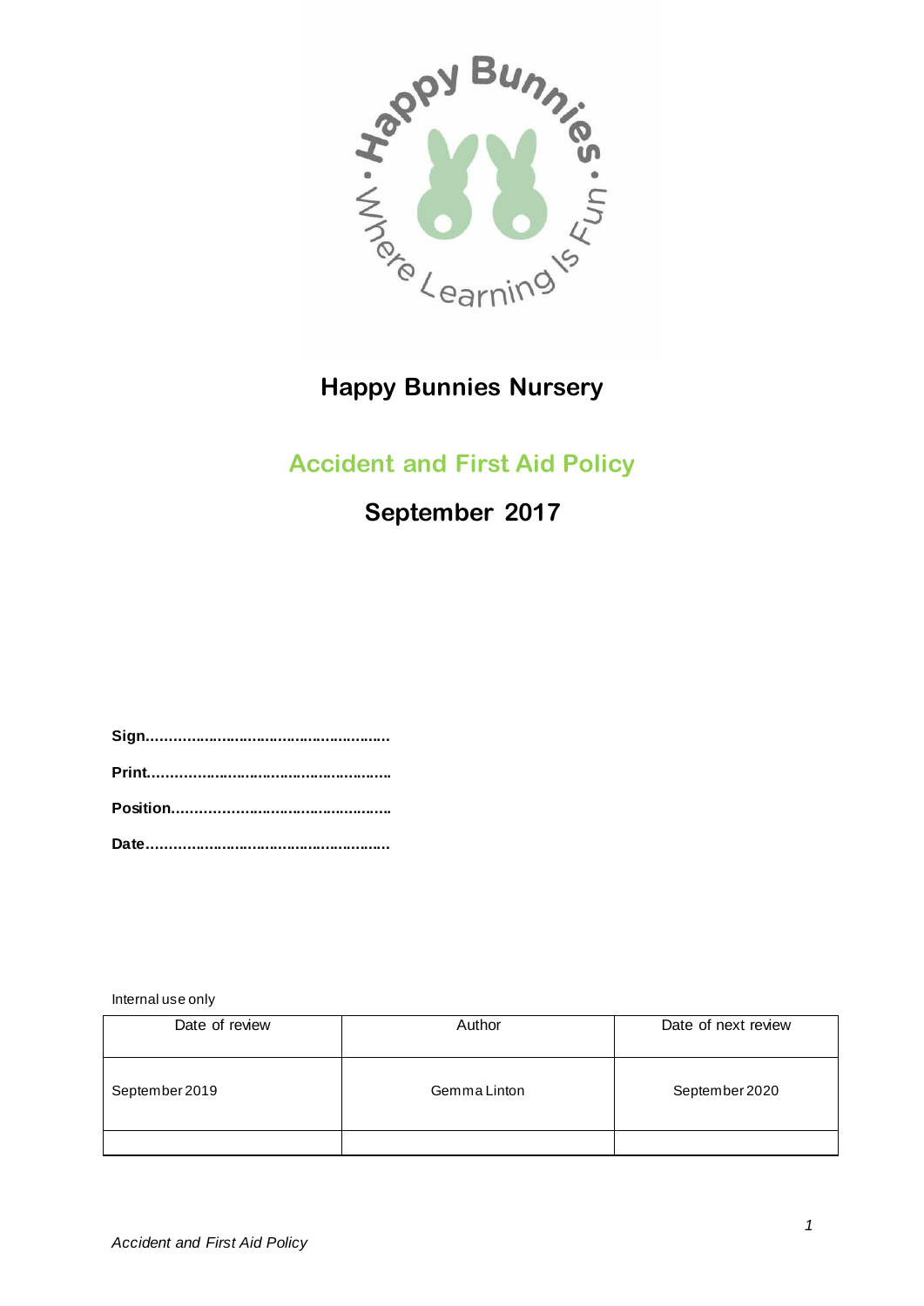# Happy Bunnies Nursery

## Accident and First Aid Policy

## September 2017

**Sign…………………………………………………**

**Print…………………………………………………**

**Position……………………………………………**

**Date…………………………………………………**

Internal use only

| Date of review | Author | Date of next review |
|---|---|---|
| September 2019 | Gemma Linton | September 2020 |
| | | |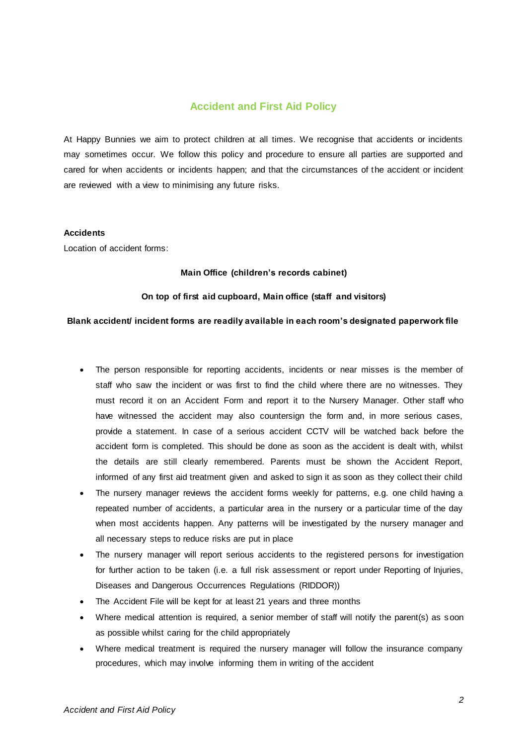## Accident and First Aid Policy

At Happy Bunnies we aim to protect children at all times. We recognise that accidents or incidents may sometimes occur. We follow this policy and procedure to ensure all parties are supported and cared for when accidents or incidents happen; and that the circumstances of the accident or incident are reviewed with a view to minimising any future risks.

**Accidents**

Location of accident forms:

**Main Office (children's records cabinet)**

**On top of first aid cupboard, Main office (staff and visitors)**

**Blank accident/ incident forms are readily available in each room's designated paperwork file**

- The person responsible for reporting accidents, incidents or near misses is the member of staff who saw the incident or was first to find the child where there are no witnesses. They must record it on an Accident Form and report it to the Nursery Manager. Other staff who have witnessed the accident may also countersign the form and, in more serious cases, provide a statement. In case of a serious accident CCTV will be watched back before the accident form is completed. This should be done as soon as the accident is dealt with, whilst the details are still clearly remembered. Parents must be shown the Accident Report, informed of any first aid treatment given and asked to sign it as soon as they collect their child
- The nursery manager reviews the accident forms weekly for patterns, e.g. one child having a repeated number of accidents, a particular area in the nursery or a particular time of the day when most accidents happen. Any patterns will be investigated by the nursery manager and all necessary steps to reduce risks are put in place
- The nursery manager will report serious accidents to the registered persons for investigation for further action to be taken (i.e. a full risk assessment or report under Reporting of Injuries, Diseases and Dangerous Occurrences Regulations (RIDDOR))
- The Accident File will be kept for at least 21 years and three months
- Where medical attention is required, a senior member of staff will notify the parent(s) as soon as possible whilst caring for the child appropriately
- Where medical treatment is required the nursery manager will follow the insurance company procedures, which may involve informing them in writing of the accident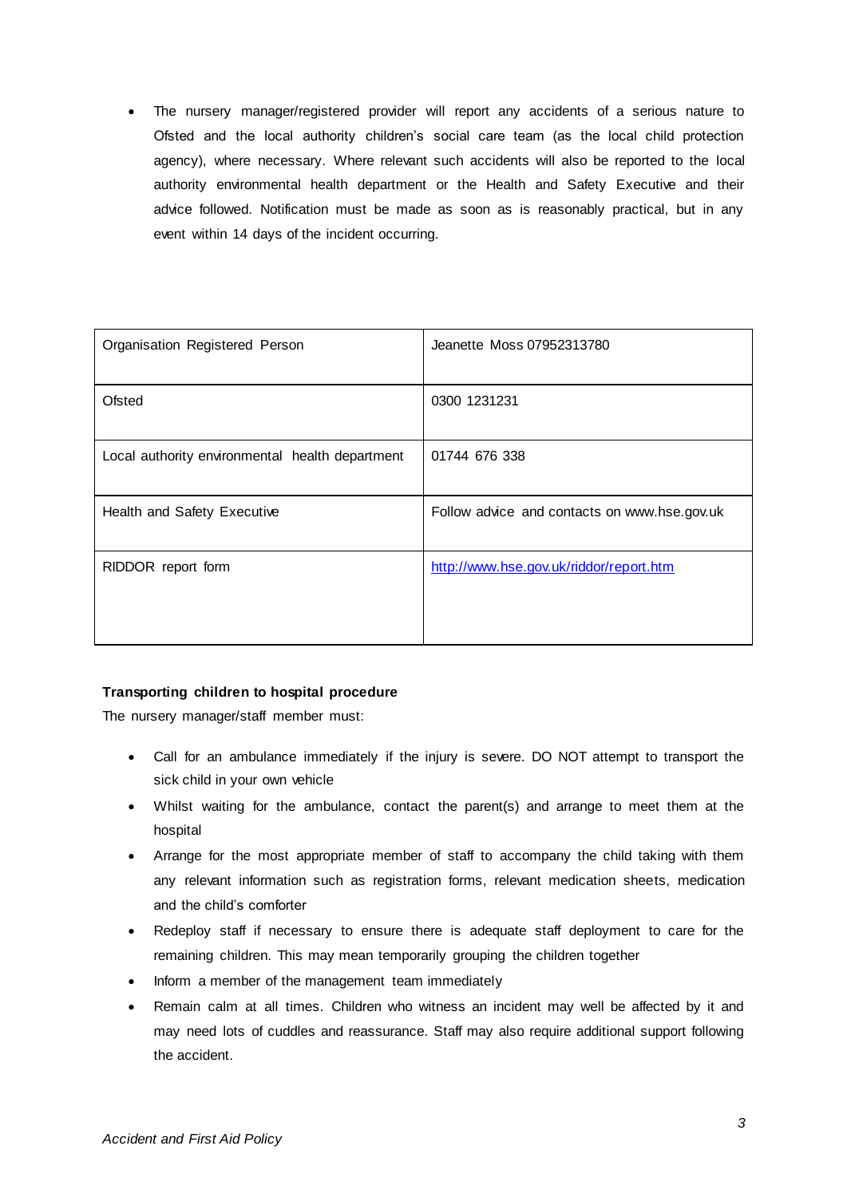- The nursery manager/registered provider will report any accidents of a serious nature to Ofsted and the local authority children's social care team (as the local child protection agency), where necessary. Where relevant such accidents will also be reported to the local authority environmental health department or the Health and Safety Executive and their advice followed. Notification must be made as soon as is reasonably practical, but in any event within 14 days of the incident occurring.

| | |
|---|---|
| Organisation Registered Person | Jeanette Moss 07952313780 |
| Ofsted | 0300 1231231 |
| Local authority environmental health department | 01744 676 338 |
| Health and Safety Executive | Follow advice and contacts on www.hse.gov.uk |
| RIDDOR report form | [http://www.hse.gov.uk/riddor/report.htm](http://www.hse.gov.uk/riddor/report.htm) |

**Transporting children to hospital procedure**

The nursery manager/staff member must:

- Call for an ambulance immediately if the injury is severe. DO NOT attempt to transport the sick child in your own vehicle
- Whilst waiting for the ambulance, contact the parent(s) and arrange to meet them at the hospital
- Arrange for the most appropriate member of staff to accompany the child taking with them any relevant information such as registration forms, relevant medication sheets, medication and the child's comforter
- Redeploy staff if necessary to ensure there is adequate staff deployment to care for the remaining children. This may mean temporarily grouping the children together
- Inform a member of the management team immediately
- Remain calm at all times. Children who witness an incident may well be affected by it and may need lots of cuddles and reassurance. Staff may also require additional support following the accident.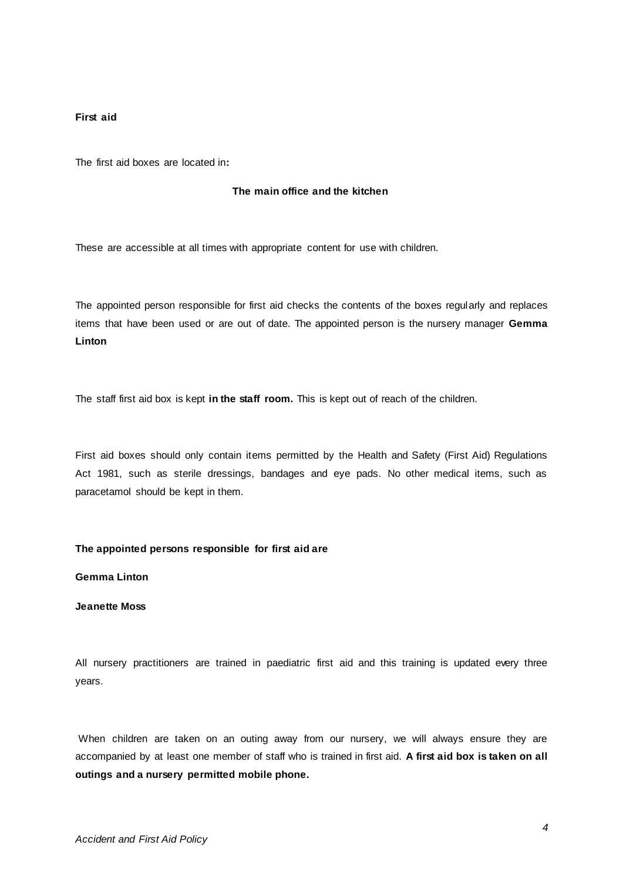**First aid**

The first aid boxes are located in**:**

**The main office and the kitchen**

These are accessible at all times with appropriate content for use with children.

The appointed person responsible for first aid checks the contents of the boxes regularly and replaces items that have been used or are out of date. The appointed person is the nursery manager **Gemma Linton**

The staff first aid box is kept **in the staff room.** This is kept out of reach of the children.

First aid boxes should only contain items permitted by the Health and Safety (First Aid) Regulations Act 1981, such as sterile dressings, bandages and eye pads. No other medical items, such as paracetamol should be kept in them.

**The appointed persons responsible for first aid are**

**Gemma Linton**

**Jeanette Moss**

All nursery practitioners are trained in paediatric first aid and this training is updated every three years.

When children are taken on an outing away from our nursery, we will always ensure they are accompanied by at least one member of staff who is trained in first aid. **A first aid box is taken on all outings and a nursery permitted mobile phone.**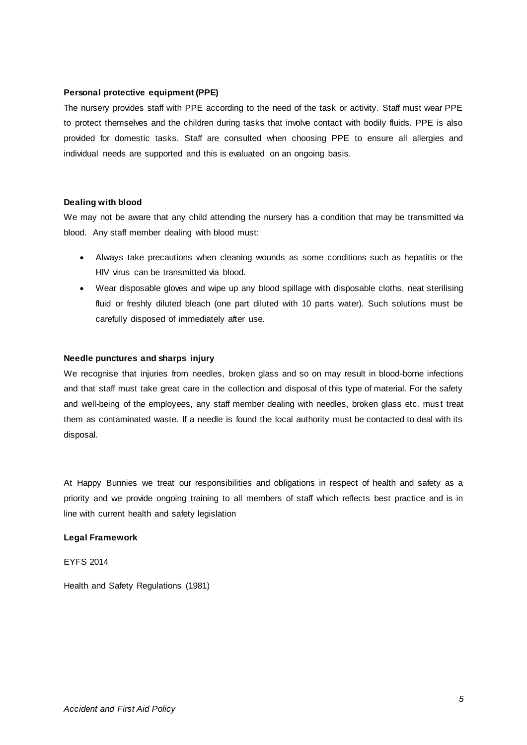**Personal protective equipment (PPE)**

The nursery provides staff with PPE according to the need of the task or activity. Staff must wear PPE to protect themselves and the children during tasks that involve contact with bodily fluids. PPE is also provided for domestic tasks. Staff are consulted when choosing PPE to ensure all allergies and individual needs are supported and this is evaluated on an ongoing basis.

**Dealing with blood**

We may not be aware that any child attending the nursery has a condition that may be transmitted via blood. Any staff member dealing with blood must:

- Always take precautions when cleaning wounds as some conditions such as hepatitis or the HIV virus can be transmitted via blood.
- Wear disposable gloves and wipe up any blood spillage with disposable cloths, neat sterilising fluid or freshly diluted bleach (one part diluted with 10 parts water). Such solutions must be carefully disposed of immediately after use.

**Needle punctures and sharps injury**

We recognise that injuries from needles, broken glass and so on may result in blood-borne infections and that staff must take great care in the collection and disposal of this type of material. For the safety and well-being of the employees, any staff member dealing with needles, broken glass etc. must treat them as contaminated waste. If a needle is found the local authority must be contacted to deal with its disposal.

At Happy Bunnies we treat our responsibilities and obligations in respect of health and safety as a priority and we provide ongoing training to all members of staff which reflects best practice and is in line with current health and safety legislation

**Legal Framework**

EYFS 2014

Health and Safety Regulations (1981)